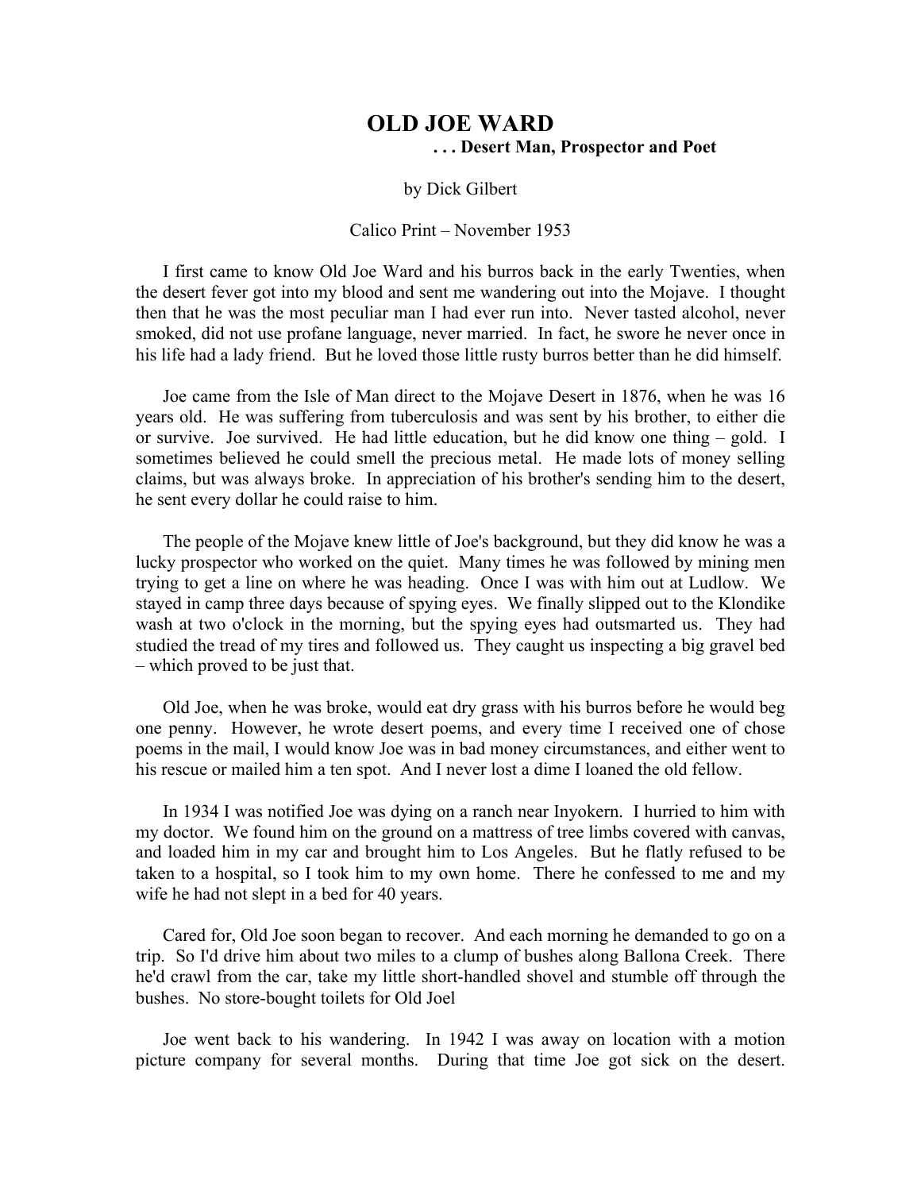# OLD JOE WARD

**. . . Desert Man, Prospector and Poet**

by Dick Gilbert

Calico Print – November 1953

I first came to know Old Joe Ward and his burros back in the early Twenties, when the desert fever got into my blood and sent me wandering out into the Mojave. I thought then that he was the most peculiar man I had ever run into. Never tasted alcohol, never smoked, did not use profane language, never married. In fact, he swore he never once in his life had a lady friend. But he loved those little rusty burros better than he did himself.

Joe came from the Isle of Man direct to the Mojave Desert in 1876, when he was 16 years old. He was suffering from tuberculosis and was sent by his brother, to either die or survive. Joe survived. He had little education, but he did know one thing – gold. I sometimes believed he could smell the precious metal. He made lots of money selling claims, but was always broke. In appreciation of his brother's sending him to the desert, he sent every dollar he could raise to him.

The people of the Mojave knew little of Joe's background, but they did know he was a lucky prospector who worked on the quiet. Many times he was followed by mining men trying to get a line on where he was heading. Once I was with him out at Ludlow. We stayed in camp three days because of spying eyes. We finally slipped out to the Klondike wash at two o'clock in the morning, but the spying eyes had outsmarted us. They had studied the tread of my tires and followed us. They caught us inspecting a big gravel bed – which proved to be just that.

Old Joe, when he was broke, would eat dry grass with his burros before he would beg one penny. However, he wrote desert poems, and every time I received one of chose poems in the mail, I would know Joe was in bad money circumstances, and either went to his rescue or mailed him a ten spot. And I never lost a dime I loaned the old fellow.

In 1934 I was notified Joe was dying on a ranch near Inyokern. I hurried to him with my doctor. We found him on the ground on a mattress of tree limbs covered with canvas, and loaded him in my car and brought him to Los Angeles. But he flatly refused to be taken to a hospital, so I took him to my own home. There he confessed to me and my wife he had not slept in a bed for 40 years.

Cared for, Old Joe soon began to recover. And each morning he demanded to go on a trip. So I'd drive him about two miles to a clump of bushes along Ballona Creek. There he'd crawl from the car, take my little short-handled shovel and stumble off through the bushes. No store-bought toilets for Old Joel

Joe went back to his wandering. In 1942 I was away on location with a motion picture company for several months. During that time Joe got sick on the desert.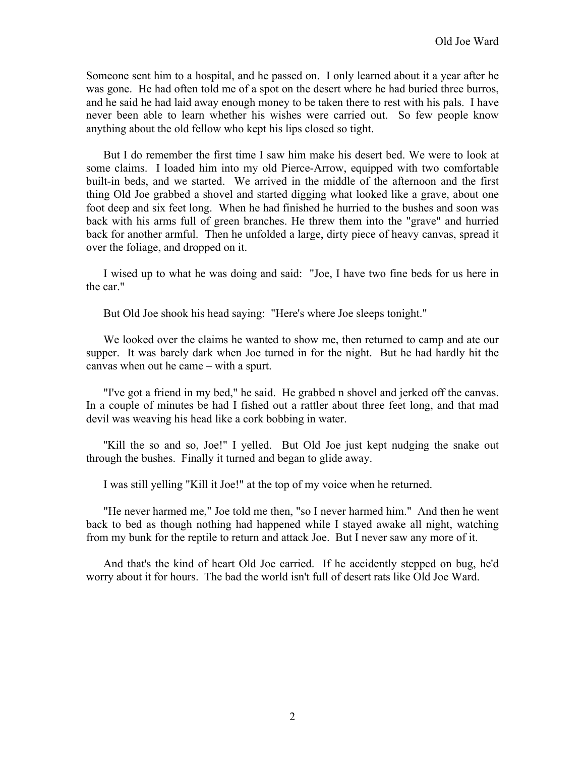Someone sent him to a hospital, and he passed on. I only learned about it a year after he was gone. He had often told me of a spot on the desert where he had buried three burros, and he said he had laid away enough money to be taken there to rest with his pals. I have never been able to learn whether his wishes were carried out. So few people know anything about the old fellow who kept his lips closed so tight.

But I do remember the first time I saw him make his desert bed. We were to look at some claims. I loaded him into my old Pierce-Arrow, equipped with two comfortable built-in beds, and we started. We arrived in the middle of the afternoon and the first thing Old Joe grabbed a shovel and started digging what looked like a grave, about one foot deep and six feet long. When he had finished he hurried to the bushes and soon was back with his arms full of green branches. He threw them into the "grave" and hurried back for another armful. Then he unfolded a large, dirty piece of heavy canvas, spread it over the foliage, and dropped on it.

I wised up to what he was doing and said: "Joe, I have two fine beds for us here in the car."

But Old Joe shook his head saying: "Here's where Joe sleeps tonight."

We looked over the claims he wanted to show me, then returned to camp and ate our supper. It was barely dark when Joe turned in for the night. But he had hardly hit the canvas when out he came – with a spurt.

"I've got a friend in my bed," he said. He grabbed n shovel and jerked off the canvas. In a couple of minutes be had I fished out a rattler about three feet long, and that mad devil was weaving his head like a cork bobbing in water.

"Kill the so and so, Joe!" I yelled. But Old Joe just kept nudging the snake out through the bushes. Finally it turned and began to glide away.

I was still yelling "Kill it Joe!" at the top of my voice when he returned.

"He never harmed me," Joe told me then, "so I never harmed him." And then he went back to bed as though nothing had happened while I stayed awake all night, watching from my bunk for the reptile to return and attack Joe. But I never saw any more of it.

And that's the kind of heart Old Joe carried. If he accidently stepped on bug, he'd worry about it for hours. The bad the world isn't full of desert rats like Old Joe Ward.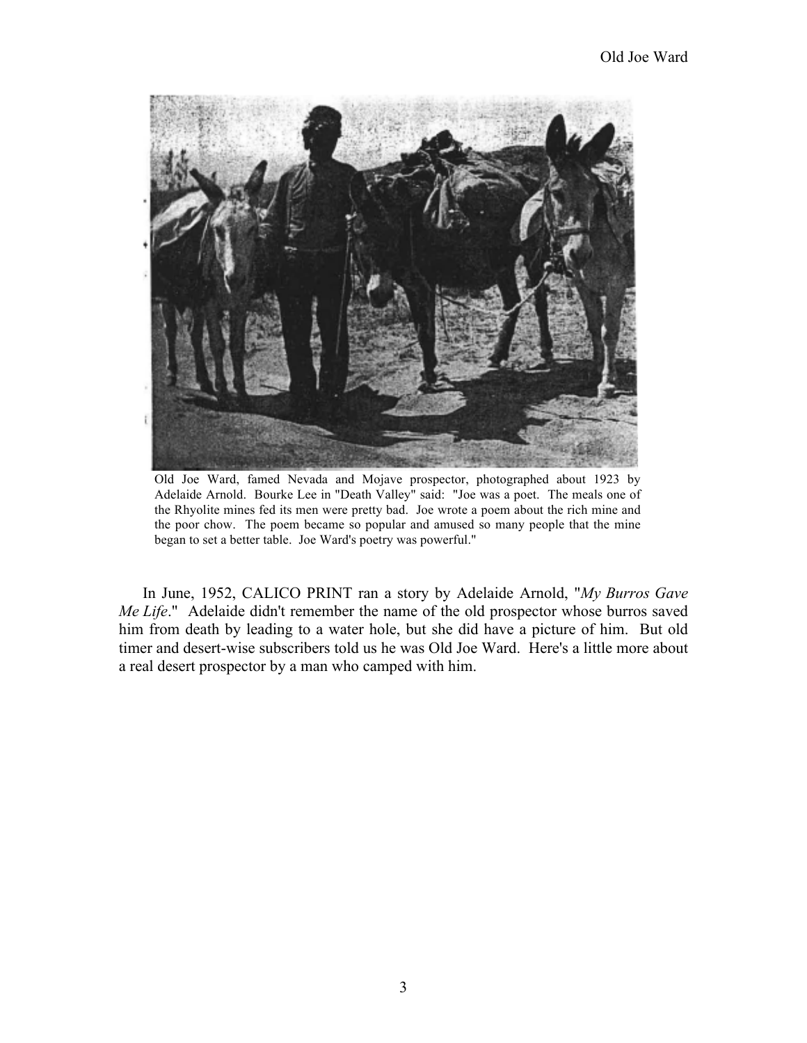Old Joe Ward, famed Nevada and Mojave prospector, photographed about 1923 by Adelaide Arnold. Bourke Lee in "Death Valley" said: "Joe was a poet. The meals one of the Rhyolite mines fed its men were pretty bad. Joe wrote a poem about the rich mine and the poor chow. The poem became so popular and amused so many people that the mine began to set a better table. Joe Ward's poetry was powerful."

In June, 1952, CALICO PRINT ran a story by Adelaide Arnold, "*My Burros Gave Me Life*." Adelaide didn't remember the name of the old prospector whose burros saved him from death by leading to a water hole, but she did have a picture of him. But old timer and desert-wise subscribers told us he was Old Joe Ward. Here's a little more about a real desert prospector by a man who camped with him.